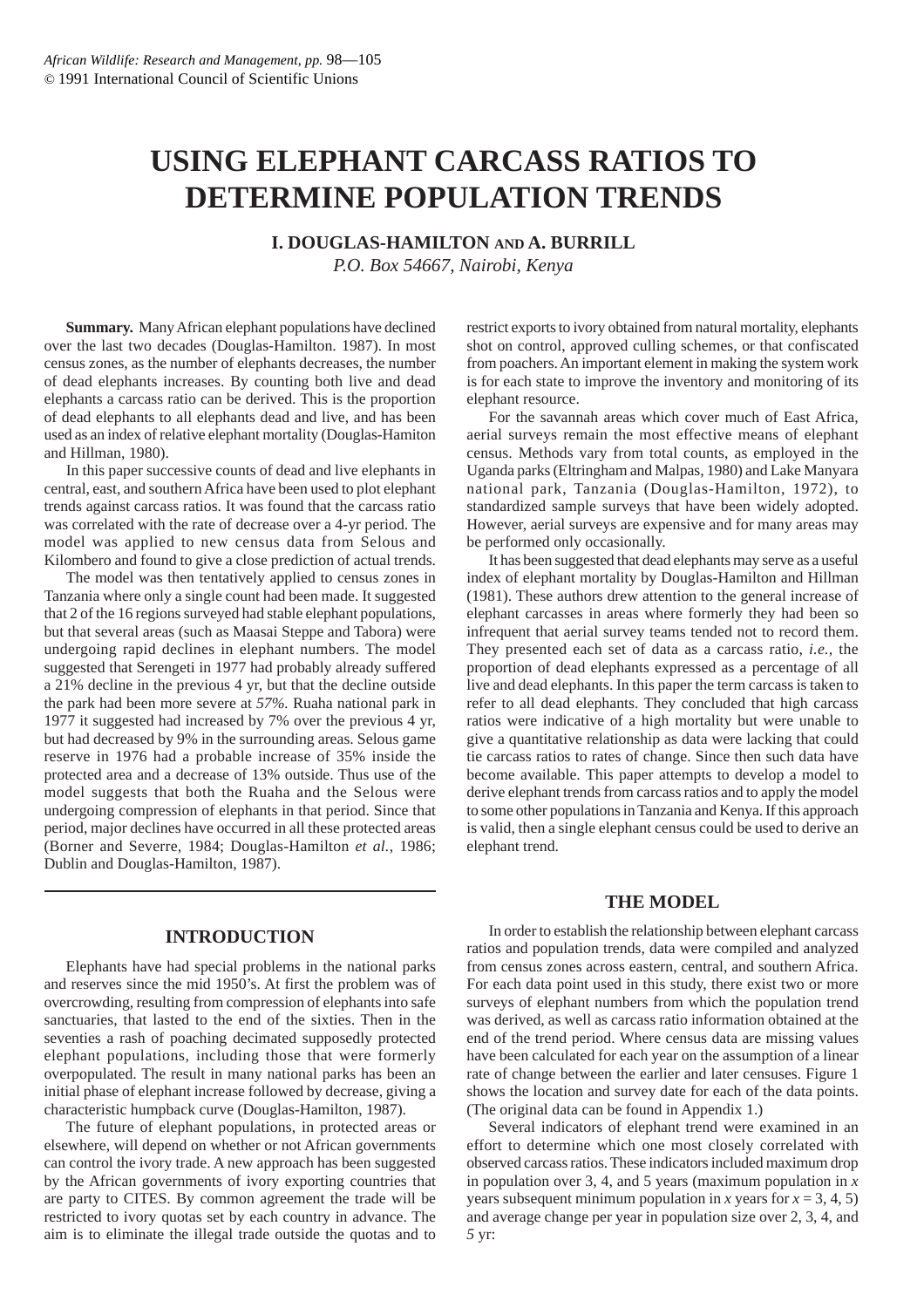*African Wildlife: Research and Management, pp.* 98—105
© 1991 International Council of Scientific Unions

# USING ELEPHANT CARCASS RATIOS TO DETERMINE POPULATION TRENDS

**I. DOUGLAS-HAMILTON AND A. BURRILL**
*P.O. Box 54667, Nairobi, Kenya*

**Summary.** Many African elephant populations have declined over the last two decades (Douglas-Hamilton. 1987). In most census zones, as the number of elephants decreases, the number of dead elephants increases. By counting both live and dead elephants a carcass ratio can be derived. This is the proportion of dead elephants to all elephants dead and live, and has been used as an index of relative elephant mortality (Douglas-Hamiton and Hillman, 1980).

In this paper successive counts of dead and live elephants in central, east, and southern Africa have been used to plot elephant trends against carcass ratios. It was found that the carcass ratio was correlated with the rate of decrease over a 4-yr period. The model was applied to new census data from Selous and Kilombero and found to give a close prediction of actual trends.

The model was then tentatively applied to census zones in Tanzania where only a single count had been made. It suggested that 2 of the 16 regions surveyed had stable elephant populations, but that several areas (such as Maasai Steppe and Tabora) were undergoing rapid declines in elephant numbers. The model suggested that Serengeti in 1977 had probably already suffered a 21% decline in the previous 4 yr, but that the decline outside the park had been more severe at *57%.* Ruaha national park in 1977 it suggested had increased by 7% over the previous 4 yr, but had decreased by 9% in the surrounding areas. Selous game reserve in 1976 had a probable increase of 35% inside the protected area and a decrease of 13% outside. Thus use of the model suggests that both the Ruaha and the Selous were undergoing compression of elephants in that period. Since that period, major declines have occurred in all these protected areas (Borner and Severre, 1984; Douglas-Hamilton *et al.,* 1986; Dublin and Douglas-Hamilton, 1987).

## INTRODUCTION

Elephants have had special problems in the national parks and reserves since the mid 1950's. At first the problem was of overcrowding, resulting from compression of elephants into safe sanctuaries, that lasted to the end of the sixties. Then in the seventies a rash of poaching decimated supposedly protected elephant populations, including those that were formerly overpopulated. The result in many national parks has been an initial phase of elephant increase followed by decrease, giving a characteristic humpback curve (Douglas-Hamilton, 1987).

The future of elephant populations, in protected areas or elsewhere, will depend on whether or not African governments can control the ivory trade. A new approach has been suggested by the African governments of ivory exporting countries that are party to CITES. By common agreement the trade will be restricted to ivory quotas set by each country in advance. The aim is to eliminate the illegal trade outside the quotas and to restrict exports to ivory obtained from natural mortality, elephants shot on control, approved culling schemes, or that confiscated from poachers. An important element in making the system work is for each state to improve the inventory and monitoring of its elephant resource.

For the savannah areas which cover much of East Africa, aerial surveys remain the most effective means of elephant census. Methods vary from total counts, as employed in the Uganda parks (Eltringham and Malpas, 1980) and Lake Manyara national park, Tanzania (Douglas-Hamilton, 1972), to standardized sample surveys that have been widely adopted. However, aerial surveys are expensive and for many areas may be performed only occasionally.

It has been suggested that dead elephants may serve as a useful index of elephant mortality by Douglas-Hamilton and Hillman (1981). These authors drew attention to the general increase of elephant carcasses in areas where formerly they had been so infrequent that aerial survey teams tended not to record them. They presented each set of data as a carcass ratio, *i.e.,* the proportion of dead elephants expressed as a percentage of all live and dead elephants. In this paper the term carcass is taken to refer to all dead elephants. They concluded that high carcass ratios were indicative of a high mortality but were unable to give a quantitative relationship as data were lacking that could tie carcass ratios to rates of change. Since then such data have become available. This paper attempts to develop a model to derive elephant trends from carcass ratios and to apply the model to some other populations in Tanzania and Kenya. If this approach is valid, then a single elephant census could be used to derive an elephant trend.

## THE MODEL

In order to establish the relationship between elephant carcass ratios and population trends, data were compiled and analyzed from census zones across eastern, central, and southern Africa. For each data point used in this study, there exist two or more surveys of elephant numbers from which the population trend was derived, as well as carcass ratio information obtained at the end of the trend period. Where census data are missing values have been calculated for each year on the assumption of a linear rate of change between the earlier and later censuses. Figure 1 shows the location and survey date for each of the data points. (The original data can be found in Appendix 1.)

Several indicators of elephant trend were examined in an effort to determine which one most closely correlated with observed carcass ratios. These indicators included maximum drop in population over 3, 4, and 5 years (maximum population in $x$ years subsequent minimum population in $x$ years for $x = 3, 4, 5$) and average change per year in population size over 2, 3, 4, and *5* yr: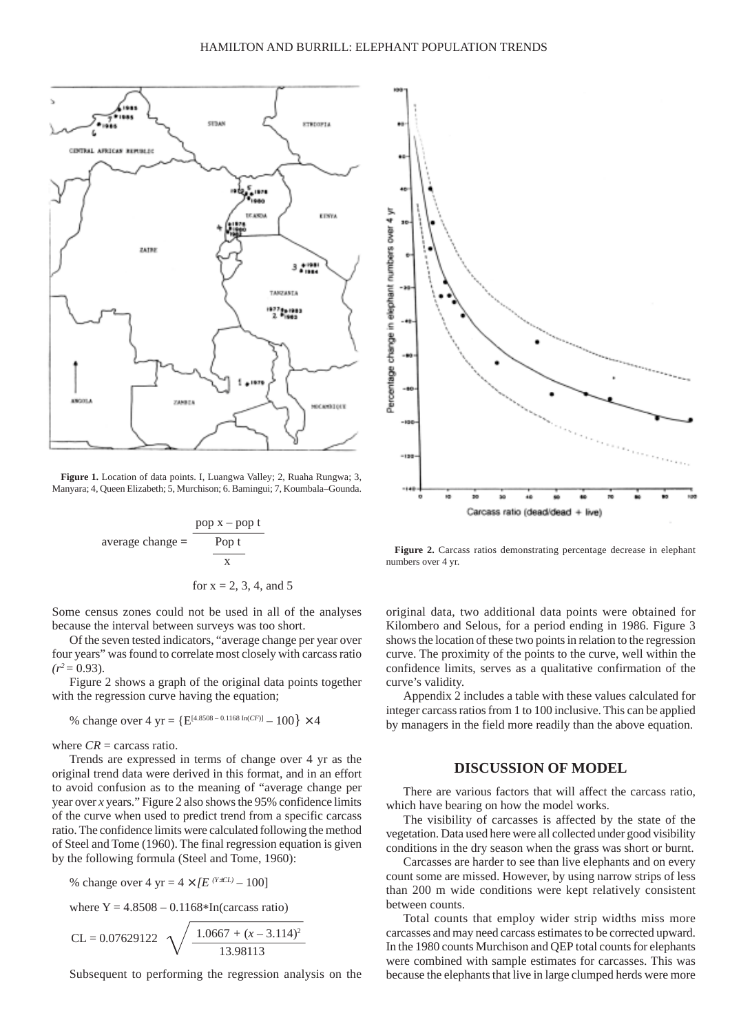Figure 1. Location of data points. I, Luangwa Valley; 2, Ruaha Rungwa; 3, Manyara; 4, Queen Elizabeth; 5, Murchison; 6. Bamingui; 7, Koumbala–Gounda.

$$\text{average change} = \frac{\dfrac{\text{pop x} - \text{pop t}}{\text{Pop t}}}{\text{x}}$$

for x = 2, 3, 4, and 5

Some census zones could not be used in all of the analyses because the interval between surveys was too short.

Of the seven tested indicators, "average change per year over four years" was found to correlate most closely with carcass ratio ($r^2 = 0.93$).

Figure 2 shows a graph of the original data points together with the regression curve having the equation;

$$\text{\% change over 4 yr} = \{E^{[4.8508 - 0.1168\ \text{In}(CF)]} - 100\} \times 4$$

where $CR$ = carcass ratio.

Trends are expressed in terms of change over 4 yr as the original trend data were derived in this format, and in an effort to avoid confusion as to the meaning of "average change per year over *x* years." Figure 2 also shows the 95% confidence limits of the curve when used to predict trend from a specific carcass ratio. The confidence limits were calculated following the method of Steel and Tome (1960). The final regression equation is given by the following formula (Steel and Tome, 1960):

$$\text{\% change over 4 yr} = 4 \times [E^{(Y \pm CL)} - 100]$$

where Y = 4.8508 – 0.1168*In(carcass ratio)

$$\text{CL} = 0.07629122 \sqrt{\frac{1.0667 + (x - 3.114)^2}{13.98113}}$$

Subsequent to performing the regression analysis on the original data, two additional data points were obtained for Kilombero and Selous, for a period ending in 1986. Figure 3 shows the location of these two points in relation to the regression curve. The proximity of the points to the curve, well within the confidence limits, serves as a qualitative confirmation of the curve's validity.

Appendix 2 includes a table with these values calculated for integer carcass ratios from 1 to 100 inclusive. This can be applied by managers in the field more readily than the above equation.

Figure 2. Carcass ratios demonstrating percentage decrease in elephant numbers over 4 yr.

## DISCUSSION OF MODEL

There are various factors that will affect the carcass ratio, which have bearing on how the model works.

The visibility of carcasses is affected by the state of the vegetation. Data used here were all collected under good visibility conditions in the dry season when the grass was short or burnt.

Carcasses are harder to see than live elephants and on every count some are missed. However, by using narrow strips of less than 200 m wide conditions were kept relatively consistent between counts.

Total counts that employ wider strip widths miss more carcasses and may need carcass estimates to be corrected upward. In the 1980 counts Murchison and QEP total counts for elephants were combined with sample estimates for carcasses. This was because the elephants that live in large clumped herds were more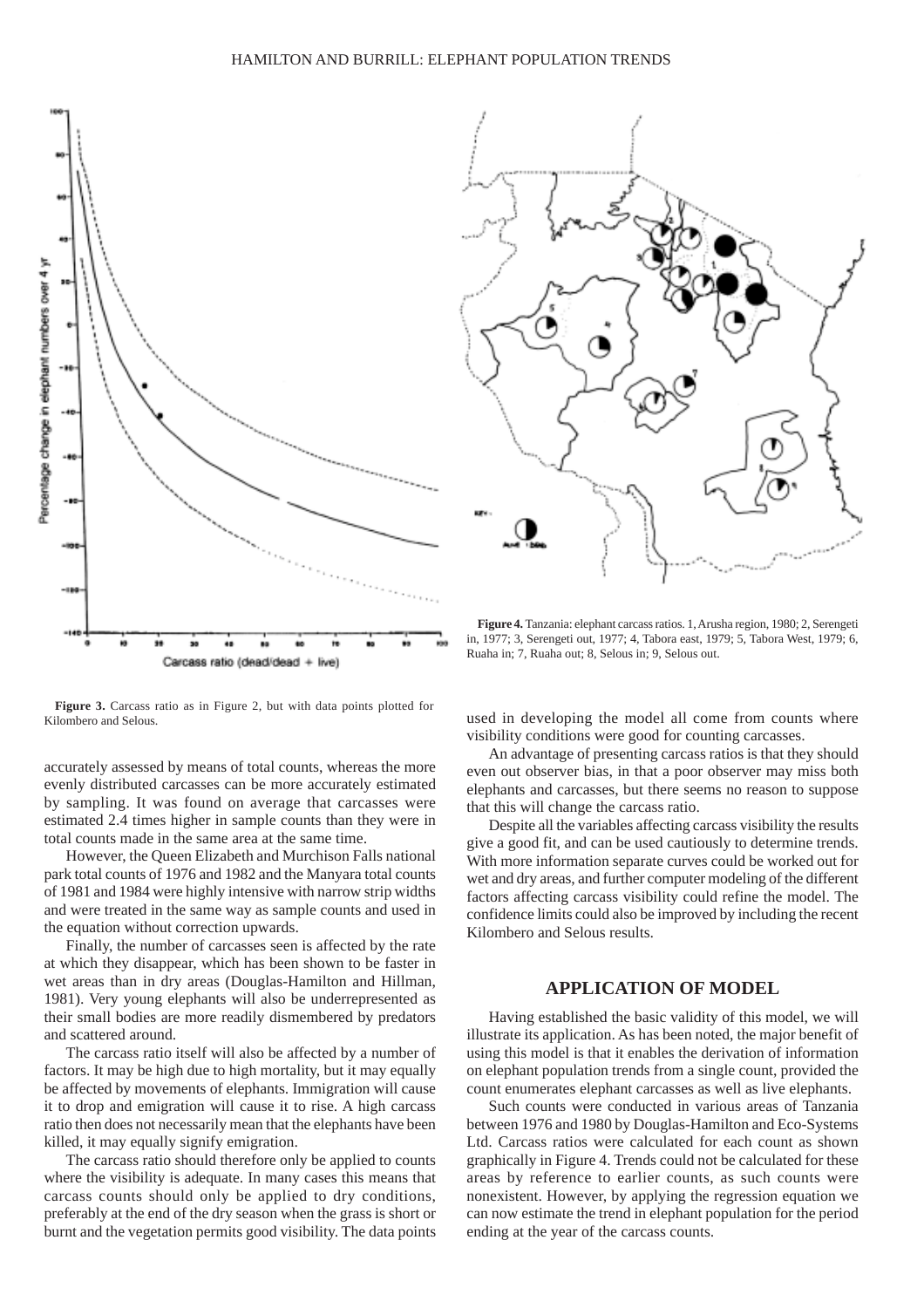**Figure 4.** Tanzania: elephant carcass ratios. 1, Arusha region, 1980; 2, Serengeti in, 1977; 3, Serengeti out, 1977; 4, Tabora east, 1979; 5, Tabora West, 1979; 6, Ruaha in; 7, Ruaha out; 8, Selous in; 9, Selous out.

**Figure 3.** Carcass ratio as in Figure 2, but with data points plotted for Kilombero and Selous.

accurately assessed by means of total counts, whereas the more evenly distributed carcasses can be more accurately estimated by sampling. It was found on average that carcasses were estimated 2.4 times higher in sample counts than they were in total counts made in the same area at the same time.

However, the Queen Elizabeth and Murchison Falls national park total counts of 1976 and 1982 and the Manyara total counts of 1981 and 1984 were highly intensive with narrow strip widths and were treated in the same way as sample counts and used in the equation without correction upwards.

Finally, the number of carcasses seen is affected by the rate at which they disappear, which has been shown to be faster in wet areas than in dry areas (Douglas-Hamilton and Hillman, 1981). Very young elephants will also be underrepresented as their small bodies are more readily dismembered by predators and scattered around.

The carcass ratio itself will also be affected by a number of factors. It may be high due to high mortality, but it may equally be affected by movements of elephants. Immigration will cause it to drop and emigration will cause it to rise. A high carcass ratio then does not necessarily mean that the elephants have been killed, it may equally signify emigration.

The carcass ratio should therefore only be applied to counts where the visibility is adequate. In many cases this means that carcass counts should only be applied to dry conditions, preferably at the end of the dry season when the grass is short or burnt and the vegetation permits good visibility. The data points used in developing the model all come from counts where visibility conditions were good for counting carcasses.

An advantage of presenting carcass ratios is that they should even out observer bias, in that a poor observer may miss both elephants and carcasses, but there seems no reason to suppose that this will change the carcass ratio.

Despite all the variables affecting carcass visibility the results give a good fit, and can be used cautiously to determine trends. With more information separate curves could be worked out for wet and dry areas, and further computer modeling of the different factors affecting carcass visibility could refine the model. The confidence limits could also be improved by including the recent Kilombero and Selous results.

## APPLICATION OF MODEL

Having established the basic validity of this model, we will illustrate its application. As has been noted, the major benefit of using this model is that it enables the derivation of information on elephant population trends from a single count, provided the count enumerates elephant carcasses as well as live elephants.

Such counts were conducted in various areas of Tanzania between 1976 and 1980 by Douglas-Hamilton and Eco-Systems Ltd. Carcass ratios were calculated for each count as shown graphically in Figure 4. Trends could not be calculated for these areas by reference to earlier counts, as such counts were nonexistent. However, by applying the regression equation we can now estimate the trend in elephant population for the period ending at the year of the carcass counts.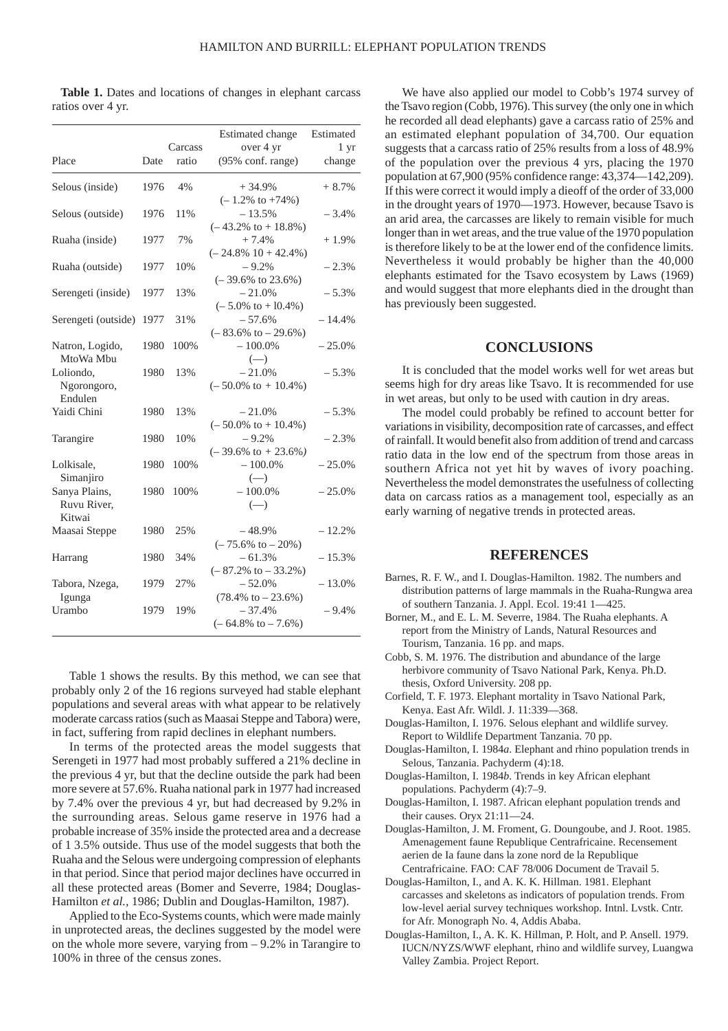**Table 1.** Dates and locations of changes in elephant carcass ratios over 4 yr.

| Place | Date | Carcass ratio | Estimated change over 4 yr (95% conf. range) | Estimated 1 yr change |
|---|---|---|---|---|
| Selous (inside) | 1976 | 4% | + 34.9% (– 1.2% to +74%) | + 8.7% |
| Selous (outside) | 1976 | 11% | – 13.5% (– 43.2% to + 18.8%) | – 3.4% |
| Ruaha (inside) | 1977 | 7% | + 7.4% (– 24.8% 10 + 42.4%) | + 1.9% |
| Ruaha (outside) | 1977 | 10% | – 9.2% (– 39.6% to 23.6%) | – 2.3% |
| Serengeti (inside) | 1977 | 13% | – 21.0% (– 5.0% to + l0.4%) | – 5.3% |
| Serengeti (outside) | 1977 | 31% | – 57.6% (– 83.6% to – 29.6%) | – 14.4% |
| Natron, Logido, MtoWa Mbu | 1980 | 100% | – 100.0% (—) | – 25.0% |
| Loliondo, Ngorongoro, Endulen | 1980 | 13% | – 21.0% (– 50.0% to + 10.4%) | – 5.3% |
| Yaidi Chini | 1980 | 13% | – 21.0% (– 50.0% to + 10.4%) | – 5.3% |
| Tarangire | 1980 | 10% | – 9.2% (– 39.6% to + 23.6%) | – 2.3% |
| Lolkisale, Simanjiro | 1980 | 100% | – 100.0% (—) | – 25.0% |
| Sanya Plains, Ruvu River, Kitwai | 1980 | 100% | – 100.0% (—) | – 25.0% |
| Maasai Steppe | 1980 | 25% | – 48.9% (– 75.6% to – 20%) | – 12.2% |
| Harrang | 1980 | 34% | – 61.3% (– 87.2% to – 33.2%) | – 15.3% |
| Tabora, Nzega, Igunga | 1979 | 27% | – 52.0% (78.4% to – 23.6%) | – 13.0% |
| Urambo | 1979 | 19% | – 37.4% (– 64.8% to – 7.6%) | – 9.4% |

Table 1 shows the results. By this method, we can see that probably only 2 of the 16 regions surveyed had stable elephant populations and several areas with what appear to be relatively moderate carcass ratios (such as Maasai Steppe and Tabora) were, in fact, suffering from rapid declines in elephant numbers.

In terms of the protected areas the model suggests that Serengeti in 1977 had most probably suffered a 21% decline in the previous 4 yr, but that the decline outside the park had been more severe at 57.6%. Ruaha national park in 1977 had increased by 7.4% over the previous 4 yr, but had decreased by 9.2% in the surrounding areas. Selous game reserve in 1976 had a probable increase of 35% inside the protected area and a decrease of 1 3.5% outside. Thus use of the model suggests that both the Ruaha and the Selous were undergoing compression of elephants in that period. Since that period major declines have occurred in all these protected areas (Bomer and Severre, 1984; Douglas-Hamilton *et al.*, 1986; Dublin and Douglas-Hamilton, 1987).

Applied to the Eco-Systems counts, which were made mainly in unprotected areas, the declines suggested by the model were on the whole more severe, varying from – 9.2% in Tarangire to 100% in three of the census zones.

We have also applied our model to Cobb's 1974 survey of the Tsavo region (Cobb, 1976). This survey (the only one in which he recorded all dead elephants) gave a carcass ratio of 25% and an estimated elephant population of 34,700. Our equation suggests that a carcass ratio of 25% results from a loss of 48.9% of the population over the previous 4 yrs, placing the 1970 population at 67,900 (95% confidence range: 43,374—142,209). If this were correct it would imply a dieoff of the order of 33,000 in the drought years of 1970—1973. However, because Tsavo is an arid area, the carcasses are likely to remain visible for much longer than in wet areas, and the true value of the 1970 population is therefore likely to be at the lower end of the confidence limits. Nevertheless it would probably be higher than the 40,000 elephants estimated for the Tsavo ecosystem by Laws (1969) and would suggest that more elephants died in the drought than has previously been suggested.

## CONCLUSIONS

It is concluded that the model works well for wet areas but seems high for dry areas like Tsavo. It is recommended for use in wet areas, but only to be used with caution in dry areas.

The model could probably be refined to account better for variations in visibility, decomposition rate of carcasses, and effect of rainfall. It would benefit also from addition of trend and carcass ratio data in the low end of the spectrum from those areas in southern Africa not yet hit by waves of ivory poaching. Nevertheless the model demonstrates the usefulness of collecting data on carcass ratios as a management tool, especially as an early warning of negative trends in protected areas.

## REFERENCES

Barnes, R. F. W., and I. Douglas-Hamilton. 1982. The numbers and distribution patterns of large mammals in the Ruaha-Rungwa area of southern Tanzania. J. Appl. Ecol. 19:41 1—425.

Borner, M., and E. L. M. Severre, 1984. The Ruaha elephants. A report from the Ministry of Lands, Natural Resources and Tourism, Tanzania. 16 pp. and maps.

Cobb, S. M. 1976. The distribution and abundance of the large herbivore community of Tsavo National Park, Kenya. Ph.D. thesis, Oxford University. 208 pp.

Corfield, T. F. 1973. Elephant mortality in Tsavo National Park, Kenya. East Afr. Wildl. J. 11:339—368.

Douglas-Hamilton, I. 1976. Selous elephant and wildlife survey. Report to Wildlife Department Tanzania. 70 pp.

Douglas-Hamilton, I. 1984*a*. Elephant and rhino population trends in Selous, Tanzania. Pachyderm (4):18.

Douglas-Hamilton, I. 1984*b*. Trends in key African elephant populations. Pachyderm (4):7–9.

Douglas-Hamilton, I. 1987. African elephant population trends and their causes. Oryx 21:11—24.

Douglas-Hamilton, I., J. M. Froment, G. Doungoube, and J. Root. 1985. Amenagement faune Republique Centrafricaine. Recensement aerien de Ia faune dans la zone nord de la Republique Centrafricaine. FAO: CAF 78/006 Document de Travail 5.

Douglas-Hamilton, I., and A. K. K. Hillman. 1981. Elephant carcasses and skeletons as indicators of population trends. From low-level aerial survey techniques workshop. Intnl. Lvstk. Cntr. for Afr. Monograph No. 4, Addis Ababa.

Douglas-Hamilton, I., A. K. K. Hillman, P. Holt, and P. Ansell. 1979. IUCN/NYZS/WWF elephant, rhino and wildlife survey, Luangwa Valley Zambia. Project Report.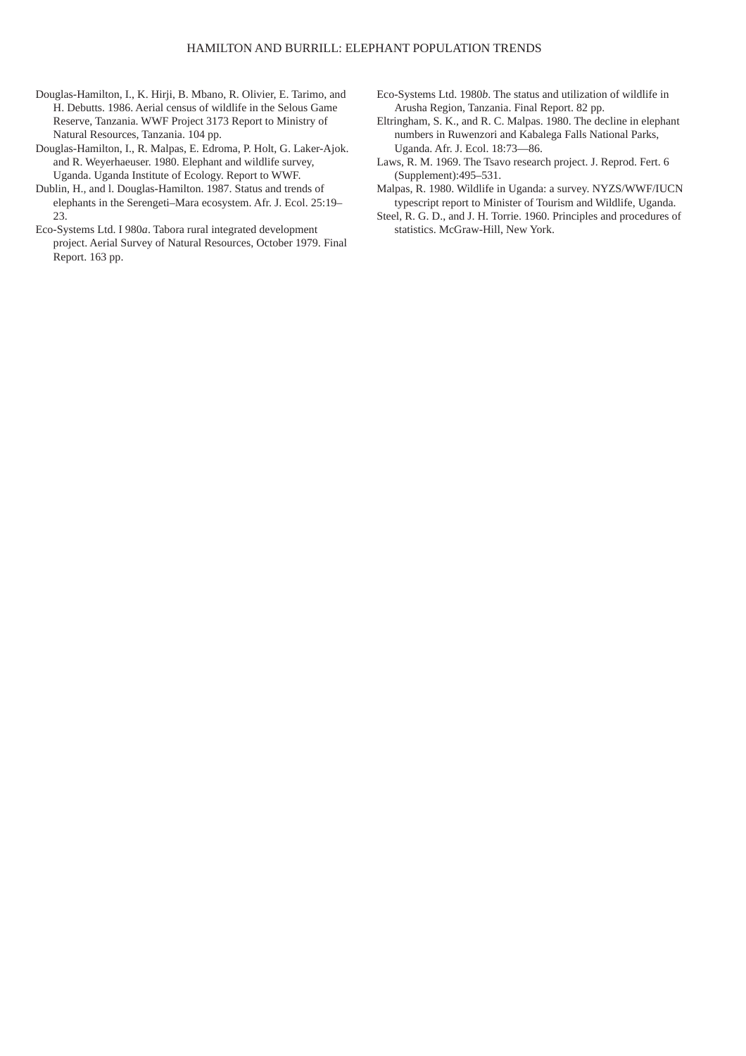Douglas-Hamilton, I., K. Hirji, B. Mbano, R. Olivier, E. Tarimo, and H. Debutts. 1986. Aerial census of wildlife in the Selous Game Reserve, Tanzania. WWF Project 3173 Report to Ministry of Natural Resources, Tanzania. 104 pp.

Douglas-Hamilton, I., R. Malpas, E. Edroma, P. Holt, G. Laker-Ajok. and R. Weyerhaeuser. 1980. Elephant and wildlife survey, Uganda. Uganda Institute of Ecology. Report to WWF.

Dublin, H., and l. Douglas-Hamilton. 1987. Status and trends of elephants in the Serengeti–Mara ecosystem. Afr. J. Ecol. 25:19–23.

Eco-Systems Ltd. I 980*a*. Tabora rural integrated development project. Aerial Survey of Natural Resources, October 1979. Final Report. 163 pp.

Eco-Systems Ltd. 1980*b*. The status and utilization of wildlife in Arusha Region, Tanzania. Final Report. 82 pp.

Eltringham, S. K., and R. C. Malpas. 1980. The decline in elephant numbers in Ruwenzori and Kabalega Falls National Parks, Uganda. Afr. J. Ecol. 18:73—86.

Laws, R. M. 1969. The Tsavo research project. J. Reprod. Fert. 6 (Supplement):495–531.

Malpas, R. 1980. Wildlife in Uganda: a survey. NYZS/WWF/IUCN typescript report to Minister of Tourism and Wildlife, Uganda.

Steel, R. G. D., and J. H. Torrie. 1960. Principles and procedures of statistics. McGraw-Hill, New York.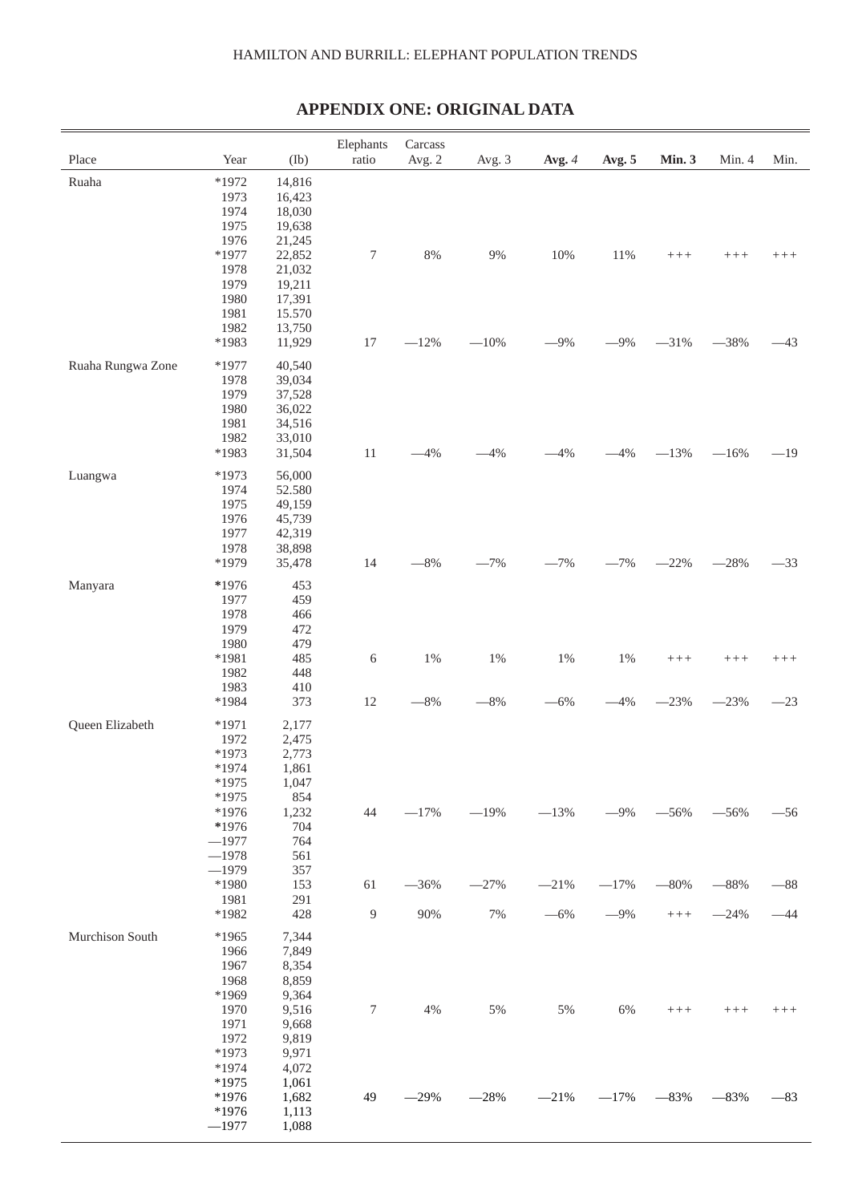## APPENDIX ONE: ORIGINAL DATA

| Place | Year | (Ib) | Elephants ratio | Carcass Avg. 2 | Avg. 3 | **Avg. 4** | **Avg. 5** | **Min. 3** | Min. 4 | Min. |
|---|---|---|---|---|---|---|---|---|---|---|
| Ruaha | *1972 | 14,816 | | | | | | | | |
| | 1973 | 16,423 | | | | | | | | |
| | 1974 | 18,030 | | | | | | | | |
| | 1975 | 19,638 | | | | | | | | |
| | 1976 | 21,245 | | | | | | | | |
| | *1977 | 22,852 | 7 | 8% | 9% | 10% | 11% | +++ | +++ | +++ |
| | 1978 | 21,032 | | | | | | | | |
| | 1979 | 19,211 | | | | | | | | |
| | 1980 | 17,391 | | | | | | | | |
| | 1981 | 15.570 | | | | | | | | |
| | 1982 | 13,750 | | | | | | | | |
| | *1983 | 11,929 | 17 | —12% | —10% | —9% | —9% | —31% | —38% | —43 |
| Ruaha Rungwa Zone | *1977 | 40,540 | | | | | | | | |
| | 1978 | 39,034 | | | | | | | | |
| | 1979 | 37,528 | | | | | | | | |
| | 1980 | 36,022 | | | | | | | | |
| | 1981 | 34,516 | | | | | | | | |
| | 1982 | 33,010 | | | | | | | | |
| | *1983 | 31,504 | 11 | —4% | —4% | —4% | —4% | —13% | —16% | —19 |
| Luangwa | *1973 | 56,000 | | | | | | | | |
| | 1974 | 52.580 | | | | | | | | |
| | 1975 | 49,159 | | | | | | | | |
| | 1976 | 45,739 | | | | | | | | |
| | 1977 | 42,319 | | | | | | | | |
| | 1978 | 38,898 | | | | | | | | |
| | *1979 | 35,478 | 14 | —8% | —7% | —7% | —7% | —22% | —28% | —33 |
| Manyara | *1976 | 453 | | | | | | | | |
| | 1977 | 459 | | | | | | | | |
| | 1978 | 466 | | | | | | | | |
| | 1979 | 472 | | | | | | | | |
| | 1980 | 479 | | | | | | | | |
| | *1981 | 485 | 6 | 1% | 1% | 1% | 1% | +++ | +++ | +++ |
| | 1982 | 448 | | | | | | | | |
| | 1983 | 410 | | | | | | | | |
| | *1984 | 373 | 12 | —8% | —8% | —6% | —4% | —23% | —23% | —23 |
| Queen Elizabeth | *1971 | 2,177 | | | | | | | | |
| | 1972 | 2,475 | | | | | | | | |
| | *1973 | 2,773 | | | | | | | | |
| | *1974 | 1,861 | | | | | | | | |
| | *1975 | 1,047 | | | | | | | | |
| | *1975 | 854 | | | | | | | | |
| | *1976 | 1,232 | 44 | —17% | —19% | —13% | —9% | —56% | —56% | —56 |
| | *1976 | 704 | | | | | | | | |
| | —1977 | 764 | | | | | | | | |
| | —1978 | 561 | | | | | | | | |
| | —1979 | 357 | | | | | | | | |
| | *1980 | 153 | 61 | —36% | —27% | —21% | —17% | —80% | —88% | —88 |
| | 1981 | 291 | | | | | | | | |
| | *1982 | 428 | 9 | 90% | 7% | —6% | —9% | +++ | —24% | —44 |
| Murchison South | *1965 | 7,344 | | | | | | | | |
| | 1966 | 7,849 | | | | | | | | |
| | 1967 | 8,354 | | | | | | | | |
| | 1968 | 8,859 | | | | | | | | |
| | *1969 | 9,364 | | | | | | | | |
| | 1970 | 9,516 | 7 | 4% | 5% | 5% | 6% | +++ | +++ | +++ |
| | 1971 | 9,668 | | | | | | | | |
| | 1972 | 9,819 | | | | | | | | |
| | *1973 | 9,971 | | | | | | | | |
| | *1974 | 4,072 | | | | | | | | |
| | *1975 | 1,061 | | | | | | | | |
| | *1976 | 1,682 | 49 | —29% | —28% | —21% | —17% | —83% | —83% | —83 |
| | *1976 | 1,113 | | | | | | | | |
| | —1977 | 1,088 | | | | | | | | |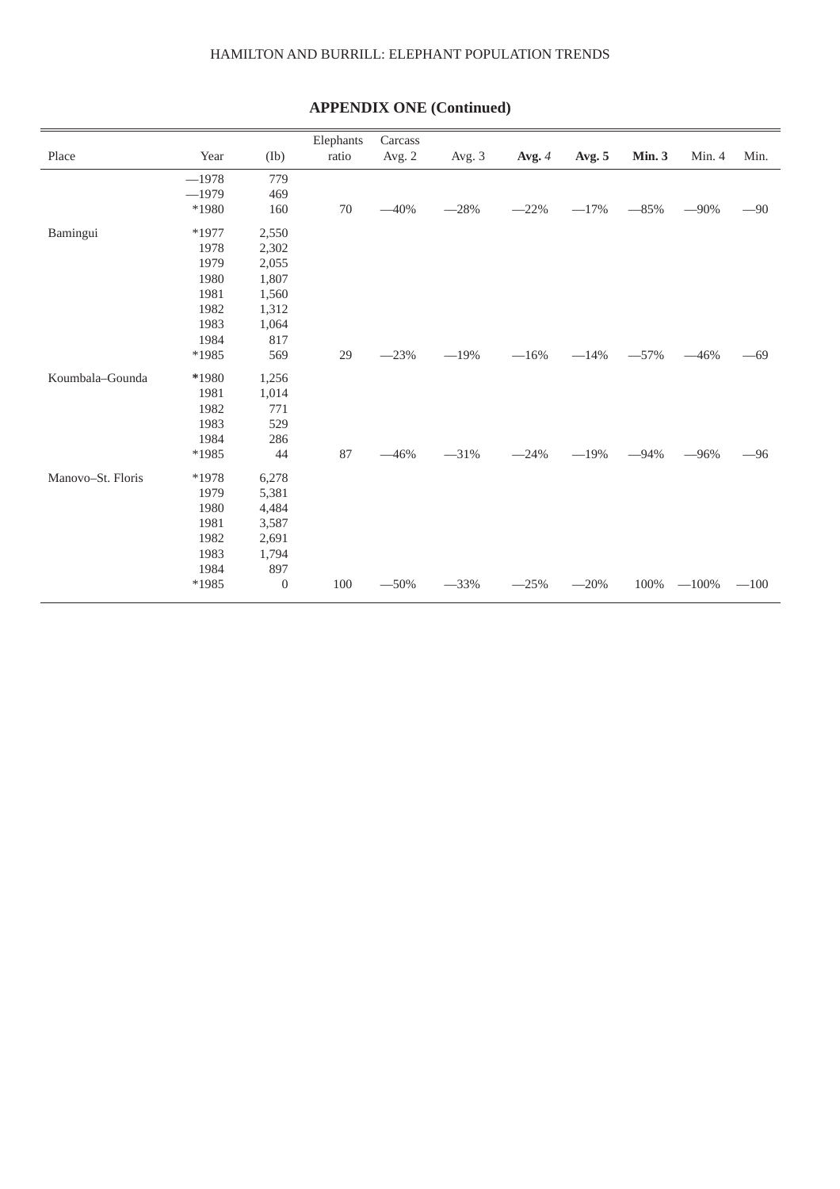## APPENDIX ONE (Continued)

| Place | Year | Elephants (Ib) | Carcass ratio | Avg. 2 | Avg. 3 | **Avg.** *4* | **Avg. 5** | **Min. 3** | Min. 4 | Min. |
|---|---|---|---|---|---|---|---|---|---|---|
| | —1978 | 779 | | | | | | | | |
| | —1979 | 469 | | | | | | | | |
| | *1980 | 160 | 70 | —40% | —28% | —22% | —17% | —85% | —90% | —90 |
| Bamingui | *1977 | 2,550 | | | | | | | | |
| | 1978 | 2,302 | | | | | | | | |
| | 1979 | 2,055 | | | | | | | | |
| | 1980 | 1,807 | | | | | | | | |
| | 1981 | 1,560 | | | | | | | | |
| | 1982 | 1,312 | | | | | | | | |
| | 1983 | 1,064 | | | | | | | | |
| | 1984 | 817 | | | | | | | | |
| | *1985 | 569 | 29 | —23% | —19% | —16% | —14% | —57% | —46% | —69 |
| Koumbala–Gounda | *1980 | 1,256 | | | | | | | | |
| | 1981 | 1,014 | | | | | | | | |
| | 1982 | 771 | | | | | | | | |
| | 1983 | 529 | | | | | | | | |
| | 1984 | 286 | | | | | | | | |
| | *1985 | 44 | 87 | —46% | —31% | —24% | —19% | —94% | —96% | —96 |
| Manovo–St. Floris | *1978 | 6,278 | | | | | | | | |
| | 1979 | 5,381 | | | | | | | | |
| | 1980 | 4,484 | | | | | | | | |
| | 1981 | 3,587 | | | | | | | | |
| | 1982 | 2,691 | | | | | | | | |
| | 1983 | 1,794 | | | | | | | | |
| | 1984 | 897 | | | | | | | | |
| | *1985 | 0 | 100 | —50% | —33% | —25% | —20% | 100% | —100% | —100 |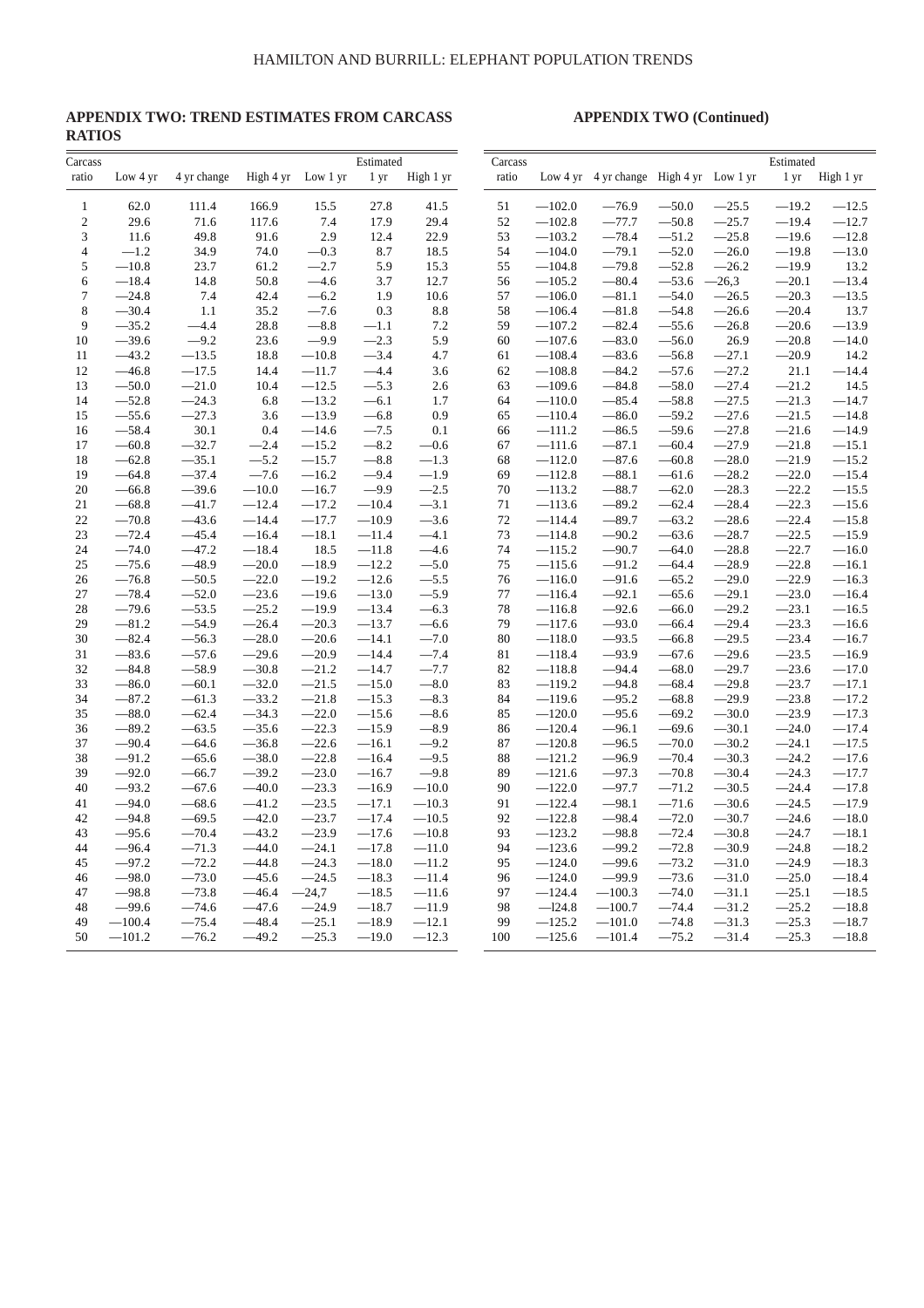## APPENDIX TWO: TREND ESTIMATES FROM CARCASS RATIOS

| Carcass ratio | Low 4 yr | 4 yr change | High 4 yr | Low 1 yr | Estimated 1 yr | High 1 yr |
|---|---|---|---|---|---|---|
| 1 | 62.0 | 111.4 | 166.9 | 15.5 | 27.8 | 41.5 |
| 2 | 29.6 | 71.6 | 117.6 | 7.4 | 17.9 | 29.4 |
| 3 | 11.6 | 49.8 | 91.6 | 2.9 | 12.4 | 22.9 |
| 4 | —1.2 | 34.9 | 74.0 | —0.3 | 8.7 | 18.5 |
| 5 | —10.8 | 23.7 | 61.2 | —2.7 | 5.9 | 15.3 |
| 6 | —18.4 | 14.8 | 50.8 | —4.6 | 3.7 | 12.7 |
| 7 | —24.8 | 7.4 | 42.4 | —6.2 | 1.9 | 10.6 |
| 8 | —30.4 | 1.1 | 35.2 | —7.6 | 0.3 | 8.8 |
| 9 | —35.2 | —4.4 | 28.8 | —8.8 | —1.1 | 7.2 |
| 10 | —39.6 | —9.2 | 23.6 | —9.9 | —2.3 | 5.9 |
| 11 | —43.2 | —13.5 | 18.8 | —10.8 | —3.4 | 4.7 |
| 12 | —46.8 | —17.5 | 14.4 | —11.7 | —4.4 | 3.6 |
| 13 | —50.0 | —21.0 | 10.4 | —12.5 | —5.3 | 2.6 |
| 14 | —52.8 | —24.3 | 6.8 | —13.2 | —6.1 | 1.7 |
| 15 | —55.6 | —27.3 | 3.6 | —13.9 | —6.8 | 0.9 |
| 16 | —58.4 | 30.1 | 0.4 | —14.6 | —7.5 | 0.1 |
| 17 | —60.8 | —32.7 | —2.4 | —15.2 | —8.2 | —0.6 |
| 18 | —62.8 | —35.1 | —5.2 | —15.7 | —8.8 | —1.3 |
| 19 | —64.8 | —37.4 | —7.6 | —16.2 | —9.4 | —1.9 |
| 20 | —66.8 | —39.6 | —10.0 | —16.7 | —9.9 | —2.5 |
| 21 | —68.8 | —41.7 | —12.4 | —17.2 | —10.4 | —3.1 |
| 22 | —70.8 | —43.6 | —14.4 | —17.7 | —10.9 | —3.6 |
| 23 | —72.4 | —45.4 | —16.4 | —18.1 | —11.4 | —4.1 |
| 24 | —74.0 | —47.2 | —18.4 | 18.5 | —11.8 | —4.6 |
| 25 | —75.6 | —48.9 | —20.0 | —18.9 | —12.2 | —5.0 |
| 26 | —76.8 | —50.5 | —22.0 | —19.2 | —12.6 | —5.5 |
| 27 | —78.4 | —52.0 | —23.6 | —19.6 | —13.0 | —5.9 |
| 28 | —79.6 | —53.5 | —25.2 | —19.9 | —13.4 | —6.3 |
| 29 | —81.2 | —54.9 | —26.4 | —20.3 | —13.7 | —6.6 |
| 30 | —82.4 | —56.3 | —28.0 | —20.6 | —14.1 | —7.0 |
| 31 | —83.6 | —57.6 | —29.6 | —20.9 | —14.4 | —7.4 |
| 32 | —84.8 | —58.9 | —30.8 | —21.2 | —14.7 | —7.7 |
| 33 | —86.0 | —60.1 | —32.0 | —21.5 | —15.0 | —8.0 |
| 34 | —87.2 | —61.3 | —33.2 | —21.8 | —15.3 | —8.3 |
| 35 | —88.0 | —62.4 | —34.3 | —22.0 | —15.6 | —8.6 |
| 36 | —89.2 | —63.5 | —35.6 | —22.3 | —15.9 | —8.9 |
| 37 | —90.4 | —64.6 | —36.8 | —22.6 | —16.1 | —9.2 |
| 38 | —91.2 | —65.6 | —38.0 | —22.8 | —16.4 | —9.5 |
| 39 | —92.0 | —66.7 | —39.2 | —23.0 | —16.7 | —9.8 |
| 40 | —93.2 | —67.6 | —40.0 | —23.3 | —16.9 | —10.0 |
| 41 | —94.0 | —68.6 | —41.2 | —23.5 | —17.1 | —10.3 |
| 42 | —94.8 | —69.5 | —42.0 | —23.7 | —17.4 | —10.5 |
| 43 | —95.6 | —70.4 | —43.2 | —23.9 | —17.6 | —10.8 |
| 44 | —96.4 | —71.3 | —44.0 | —24.1 | —17.8 | —11.0 |
| 45 | —97.2 | —72.2 | —44.8 | —24.3 | —18.0 | —11.2 |
| 46 | —98.0 | —73.0 | —45.6 | —24.5 | —18.3 | —11.4 |
| 47 | —98.8 | —73.8 | —46.4 | —24,7 | —18.5 | —11.6 |
| 48 | —99.6 | —74.6 | —47.6 | —24.9 | —18.7 | —11.9 |
| 49 | —100.4 | —75.4 | —48.4 | —25.1 | —18.9 | —12.1 |
| 50 | —101.2 | —76.2 | —49.2 | —25.3 | —19.0 | —12.3 |

## APPENDIX TWO (Continued)

| Carcass ratio | Low 4 yr | 4 yr change | High 4 yr | Low 1 yr | Estimated 1 yr | High 1 yr |
|---|---|---|---|---|---|---|
| 51 | —102.0 | —76.9 | —50.0 | —25.5 | —19.2 | —12.5 |
| 52 | —102.8 | —77.7 | —50.8 | —25.7 | —19.4 | —12.7 |
| 53 | —103.2 | —78.4 | —51.2 | —25.8 | —19.6 | —12.8 |
| 54 | —104.0 | —79.1 | —52.0 | —26.0 | —19.8 | —13.0 |
| 55 | —104.8 | —79.8 | —52.8 | —26.2 | —19.9 | 13.2 |
| 56 | —105.2 | —80.4 | —53.6 | —26,3 | —20.1 | —13.4 |
| 57 | —106.0 | —81.1 | —54.0 | —26.5 | —20.3 | —13.5 |
| 58 | —106.4 | —81.8 | —54.8 | —26.6 | —20.4 | 13.7 |
| 59 | —107.2 | —82.4 | —55.6 | —26.8 | —20.6 | —13.9 |
| 60 | —107.6 | —83.0 | —56.0 | 26.9 | —20.8 | —14.0 |
| 61 | —108.4 | —83.6 | —56.8 | —27.1 | —20.9 | 14.2 |
| 62 | —108.8 | —84.2 | —57.6 | —27.2 | 21.1 | —14.4 |
| 63 | —109.6 | —84.8 | —58.0 | —27.4 | —21.2 | 14.5 |
| 64 | —110.0 | —85.4 | —58.8 | —27.5 | —21.3 | —14.7 |
| 65 | —110.4 | —86.0 | —59.2 | —27.6 | —21.5 | —14.8 |
| 66 | —111.2 | —86.5 | —59.6 | —27.8 | —21.6 | —14.9 |
| 67 | —111.6 | —87.1 | —60.4 | —27.9 | —21.8 | —15.1 |
| 68 | —112.0 | —87.6 | —60.8 | —28.0 | —21.9 | —15.2 |
| 69 | —112.8 | —88.1 | —61.6 | —28.2 | —22.0 | —15.4 |
| 70 | —113.2 | —88.7 | —62.0 | —28.3 | —22.2 | —15.5 |
| 71 | —113.6 | —89.2 | —62.4 | —28.4 | —22.3 | —15.6 |
| 72 | —114.4 | —89.7 | —63.2 | —28.6 | —22.4 | —15.8 |
| 73 | —114.8 | —90.2 | —63.6 | —28.7 | —22.5 | —15.9 |
| 74 | —115.2 | —90.7 | —64.0 | —28.8 | —22.7 | —16.0 |
| 75 | —115.6 | —91.2 | —64.4 | —28.9 | —22.8 | —16.1 |
| 76 | —116.0 | —91.6 | —65.2 | —29.0 | —22.9 | —16.3 |
| 77 | —116.4 | —92.1 | —65.6 | —29.1 | —23.0 | —16.4 |
| 78 | —116.8 | —92.6 | —66.0 | —29.2 | —23.1 | —16.5 |
| 79 | —117.6 | —93.0 | —66.4 | —29.4 | —23.3 | —16.6 |
| 80 | —118.0 | —93.5 | —66.8 | —29.5 | —23.4 | —16.7 |
| 81 | —118.4 | —93.9 | —67.6 | —29.6 | —23.5 | —16.9 |
| 82 | —118.8 | —94.4 | —68.0 | —29.7 | —23.6 | —17.0 |
| 83 | —119.2 | —94.8 | —68.4 | —29.8 | —23.7 | —17.1 |
| 84 | —119.6 | —95.2 | —68.8 | —29.9 | —23.8 | —17.2 |
| 85 | —120.0 | —95.6 | —69.2 | —30.0 | —23.9 | —17.3 |
| 86 | —120.4 | —96.1 | —69.6 | —30.1 | —24.0 | —17.4 |
| 87 | —120.8 | —96.5 | —70.0 | —30.2 | —24.1 | —17.5 |
| 88 | —121.2 | —96.9 | —70.4 | —30.3 | —24.2 | —17.6 |
| 89 | —121.6 | —97.3 | —70.8 | —30.4 | —24.3 | —17.7 |
| 90 | —122.0 | —97.7 | —71.2 | —30.5 | —24.4 | —17.8 |
| 91 | —122.4 | —98.1 | —71.6 | —30.6 | —24.5 | —17.9 |
| 92 | —122.8 | —98.4 | —72.0 | —30.7 | —24.6 | —18.0 |
| 93 | —123.2 | —98.8 | —72.4 | —30.8 | —24.7 | —18.1 |
| 94 | —123.6 | —99.2 | —72.8 | —30.9 | —24.8 | —18.2 |
| 95 | —124.0 | —99.6 | —73.2 | —31.0 | —24.9 | —18.3 |
| 96 | —124.0 | —99.9 | —73.6 | —31.0 | —25.0 | —18.4 |
| 97 | —124.4 | —100.3 | —74.0 | —31.1 | —25.1 | —18.5 |
| 98 | —l24.8 | —100.7 | —74.4 | —31.2 | —25.2 | —18.8 |
| 99 | —125.2 | —101.0 | —74.8 | —31.3 | —25.3 | —18.7 |
| 100 | —125.6 | —101.4 | —75.2 | —31.4 | —25.3 | —18.8 |